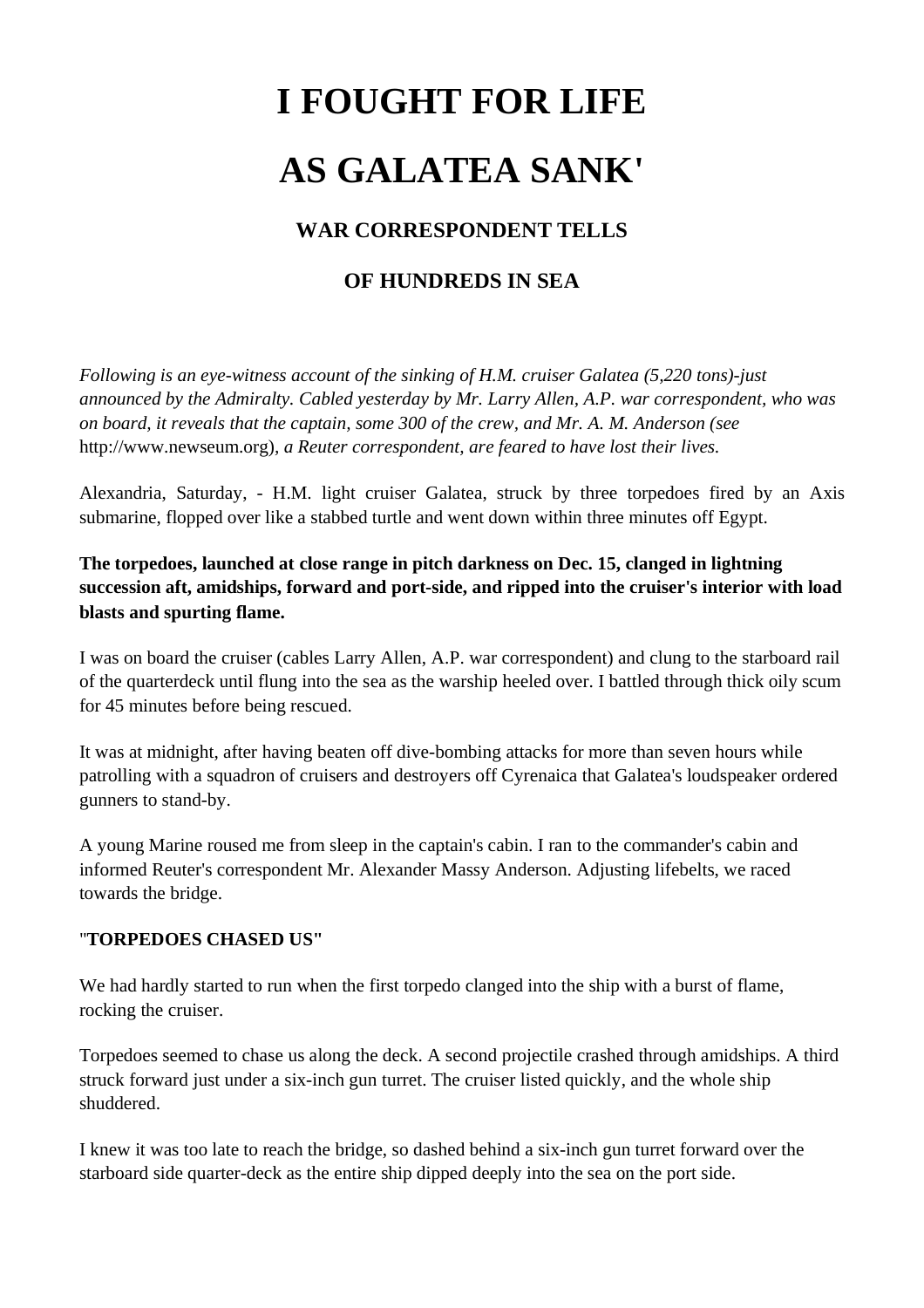# I FOUGHT FOR LIFE

# AS GALATEA SANK'

### WAR CORRESPONDENT TELLS

### OF HUNDREDS IN SEA

*Following is an eye-witness account of the sinking of H.M. cruiser Galatea (5,220 tons)-just announced by the Admiralty. Cabled yesterday by Mr. Larry Allen, A.P. war correspondent, who was on board, it reveals that the captain, some 300 of the crew, and Mr. A. M. Anderson (see* http://www.newseum.org)*, a Reuter correspondent, are feared to have lost their lives.*

Alexandria, Saturday, - H.M. light cruiser Galatea, struck by three torpedoes fired by an Axis submarine, flopped over like a stabbed turtle and went down within three minutes off Egypt.

**The torpedoes, launched at close range in pitch darkness on Dec. 15, clanged in lightning succession aft, amidships, forward and port-side, and ripped into the cruiser's interior with load blasts and spurting flame.**

I was on board the cruiser (cables Larry Allen, A.P. war correspondent) and clung to the starboard rail of the quarterdeck until flung into the sea as the warship heeled over. I battled through thick oily scum for 45 minutes before being rescued.

It was at midnight, after having beaten off dive-bombing attacks for more than seven hours while patrolling with a squadron of cruisers and destroyers off Cyrenaica that Galatea's loudspeaker ordered gunners to stand-by.

A young Marine roused me from sleep in the captain's cabin. I ran to the commander's cabin and informed Reuter's correspondent Mr. Alexander Massy Anderson. Adjusting lifebelts, we raced towards the bridge.

"**TORPEDOES CHASED US"**

We had hardly started to run when the first torpedo clanged into the ship with a burst of flame, rocking the cruiser.

Torpedoes seemed to chase us along the deck. A second projectile crashed through amidships. A third struck forward just under a six-inch gun turret. The cruiser listed quickly, and the whole ship shuddered.

I knew it was too late to reach the bridge, so dashed behind a six-inch gun turret forward over the starboard side quarter-deck as the entire ship dipped deeply into the sea on the port side.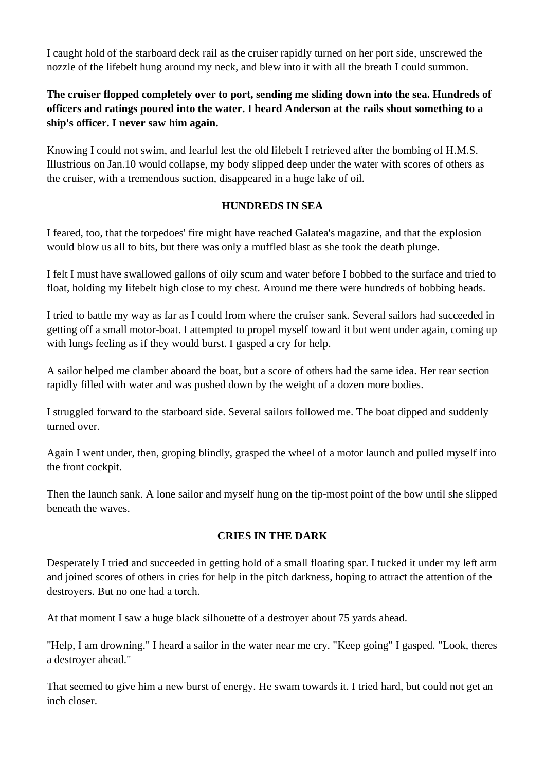I caught hold of the starboard deck rail as the cruiser rapidly turned on her port side, unscrewed the nozzle of the lifebelt hung around my neck, and blew into it with all the breath I could summon.

**The cruiser flopped completely over to port, sending me sliding down into the sea. Hundreds of officers and ratings poured into the water. I heard Anderson at the rails shout something to a ship's officer. I never saw him again.**

Knowing I could not swim, and fearful lest the old lifebelt I retrieved after the bombing of H.M.S. Illustrious on Jan.10 would collapse, my body slipped deep under the water with scores of others as the cruiser, with a tremendous suction, disappeared in a huge lake of oil.

**HUNDREDS IN SEA**

I feared, too, that the torpedoes' fire might have reached Galatea's magazine, and that the explosion would blow us all to bits, but there was only a muffled blast as she took the death plunge.

I felt I must have swallowed gallons of oily scum and water before I bobbed to the surface and tried to float, holding my lifebelt high close to my chest. Around me there were hundreds of bobbing heads.

I tried to battle my way as far as I could from where the cruiser sank. Several sailors had succeeded in getting off a small motor-boat. I attempted to propel myself toward it but went under again, coming up with lungs feeling as if they would burst. I gasped a cry for help.

A sailor helped me clamber aboard the boat, but a score of others had the same idea. Her rear section rapidly filled with water and was pushed down by the weight of a dozen more bodies.

I struggled forward to the starboard side. Several sailors followed me. The boat dipped and suddenly turned over.

Again I went under, then, groping blindly, grasped the wheel of a motor launch and pulled myself into the front cockpit.

Then the launch sank. A lone sailor and myself hung on the tip-most point of the bow until she slipped beneath the waves.

**CRIES IN THE DARK**

Desperately I tried and succeeded in getting hold of a small floating spar. I tucked it under my left arm and joined scores of others in cries for help in the pitch darkness, hoping to attract the attention of the destroyers. But no one had a torch.

At that moment I saw a huge black silhouette of a destroyer about 75 yards ahead.

"Help, I am drowning." I heard a sailor in the water near me cry. "Keep going" I gasped. "Look, theres a destroyer ahead."

That seemed to give him a new burst of energy. He swam towards it. I tried hard, but could not get an inch closer.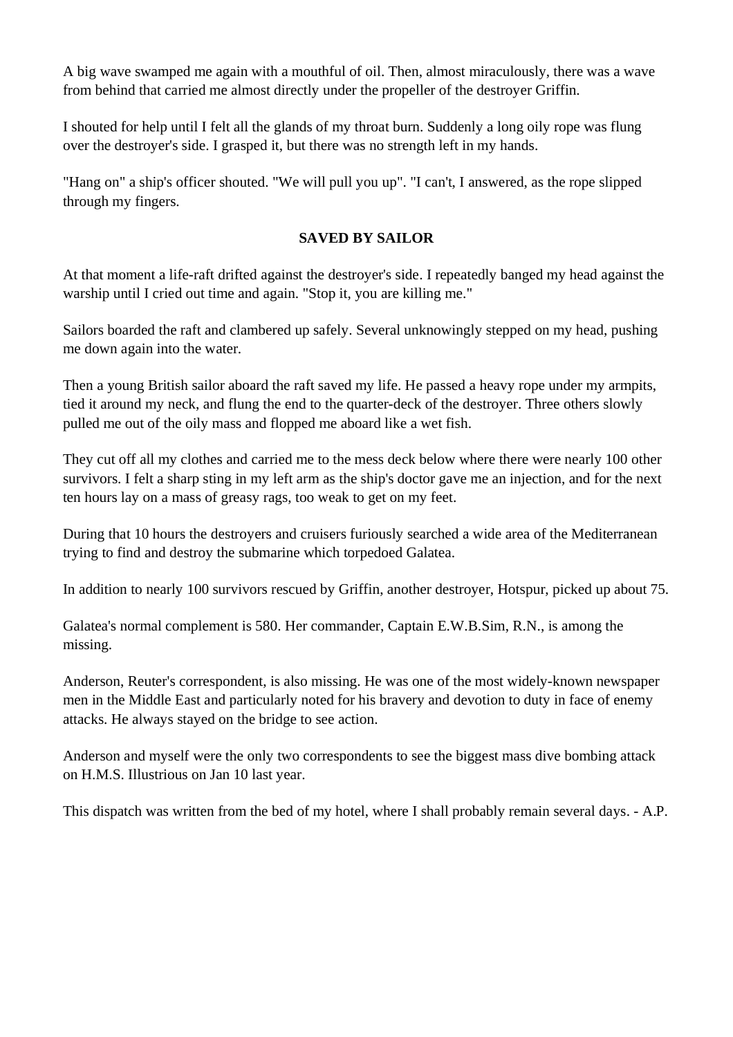A big wave swamped me again with a mouthful of oil. Then, almost miraculously, there was a wave from behind that carried me almost directly under the propeller of the destroyer Griffin.

I shouted for help until I felt all the glands of my throat burn. Suddenly a long oily rope was flung over the destroyer's side. I grasped it, but there was no strength left in my hands.

"Hang on" a ship's officer shouted. "We will pull you up". "I can't, I answered, as the rope slipped through my fingers.

**SAVED BY SAILOR**

At that moment a life-raft drifted against the destroyer's side. I repeatedly banged my head against the warship until I cried out time and again. "Stop it, you are killing me."

Sailors boarded the raft and clambered up safely. Several unknowingly stepped on my head, pushing me down again into the water.

Then a young British sailor aboard the raft saved my life. He passed a heavy rope under my armpits, tied it around my neck, and flung the end to the quarter-deck of the destroyer. Three others slowly pulled me out of the oily mass and flopped me aboard like a wet fish.

They cut off all my clothes and carried me to the mess deck below where there were nearly 100 other survivors. I felt a sharp sting in my left arm as the ship's doctor gave me an injection, and for the next ten hours lay on a mass of greasy rags, too weak to get on my feet.

During that 10 hours the destroyers and cruisers furiously searched a wide area of the Mediterranean trying to find and destroy the submarine which torpedoed Galatea.

In addition to nearly 100 survivors rescued by Griffin, another destroyer, Hotspur, picked up about 75.

Galatea's normal complement is 580. Her commander, Captain E.W.B.Sim, R.N., is among the missing.

Anderson, Reuter's correspondent, is also missing. He was one of the most widely-known newspaper men in the Middle East and particularly noted for his bravery and devotion to duty in face of enemy attacks. He always stayed on the bridge to see action.

Anderson and myself were the only two correspondents to see the biggest mass dive bombing attack on H.M.S. Illustrious on Jan 10 last year.

This dispatch was written from the bed of my hotel, where I shall probably remain several days. - A.P.